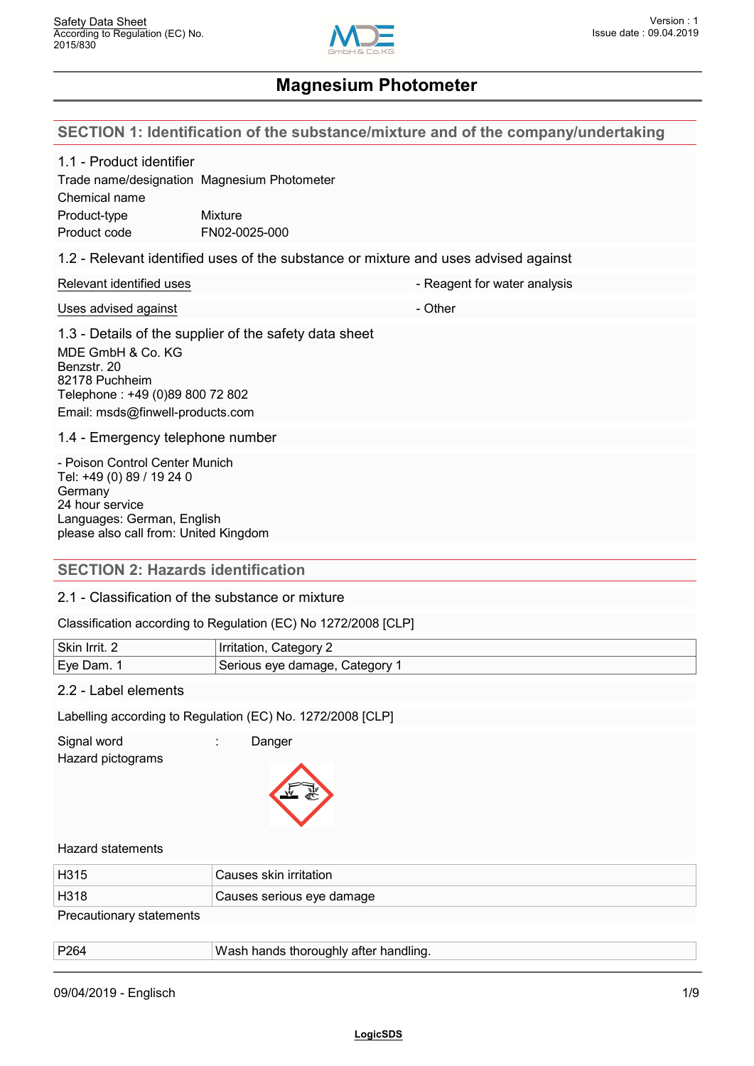# Magnesium Photometer

## SECTION 1: Identification of the substance/mixture and of the company/undertaking

### 1.1 - Product identifier

Trade name/designation Magnesium Photometer
Chemical name
Product-type Mixture
Product code FN02-0025-000

### 1.2 - Relevant identified uses of the substance or mixture and uses advised against

Relevant identified uses - Reagent for water analysis

Uses advised against - Other

### 1.3 - Details of the supplier of the safety data sheet

MDE GmbH & Co. KG
Benzstr. 20
82178 Puchheim
Telephone : +49 (0)89 800 72 802
Email: msds@finwell-products.com

### 1.4 - Emergency telephone number

- Poison Control Center Munich
Tel: +49 (0) 89 / 19 24 0
Germany
24 hour service
Languages: German, English
please also call from: United Kingdom

## SECTION 2: Hazards identification

### 2.1 - Classification of the substance or mixture

Classification according to Regulation (EC) No 1272/2008 [CLP]

| Skin Irrit. 2 | Irritation, Category 2 |
|---|---|
| Eye Dam. 1 | Serious eye damage, Category 1 |

### 2.2 - Label elements

Labelling according to Regulation (EC) No. 1272/2008 [CLP]

Signal word : Danger
Hazard pictograms

Hazard statements

| H315 | Causes skin irritation |
|---|---|
| H318 | Causes serious eye damage |

Precautionary statements

| P264 | Wash hands thoroughly after handling. |
|---|---|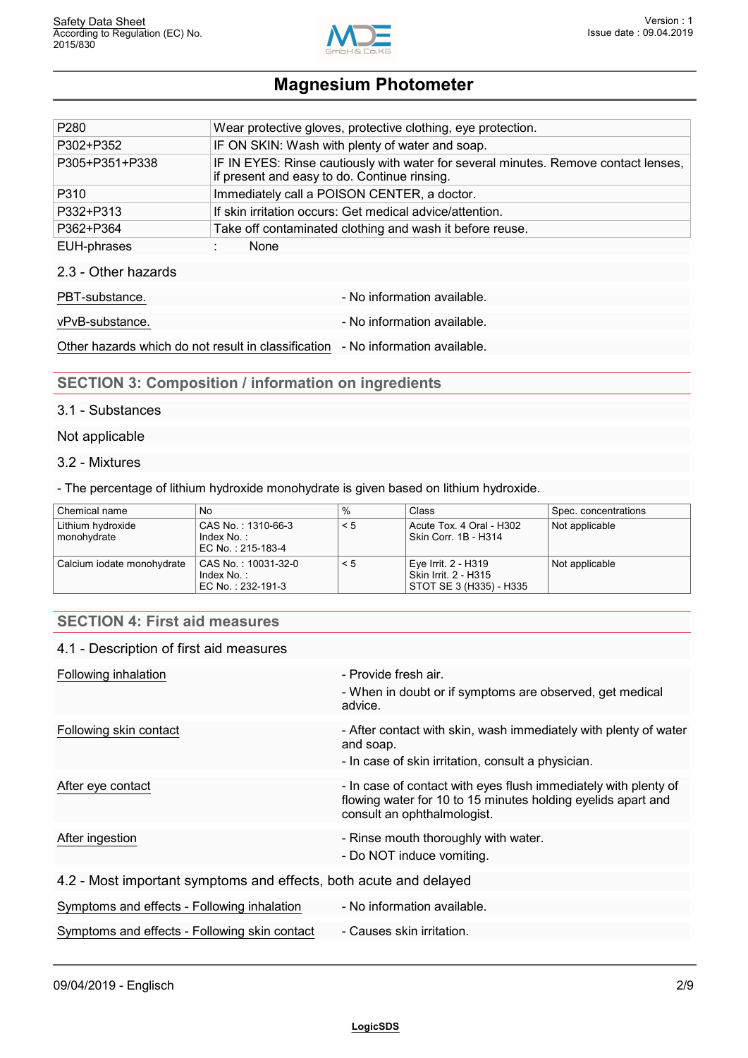| | |
|---|---|
| P280 | Wear protective gloves, protective clothing, eye protection. |
| P302+P352 | IF ON SKIN: Wash with plenty of water and soap. |
| P305+P351+P338 | IF IN EYES: Rinse cautiously with water for several minutes. Remove contact lenses, if present and easy to do. Continue rinsing. |
| P310 | Immediately call a POISON CENTER, a doctor. |
| P332+P313 | If skin irritation occurs: Get medical advice/attention. |
| P362+P364 | Take off contaminated clothing and wash it before reuse. |

EUH-phrases : None

### 2.3 - Other hazards

PBT-substance. - No information available.

vPvB-substance. - No information available.

Other hazards which do not result in classification - No information available.

## SECTION 3: Composition / information on ingredients

### 3.1 - Substances

Not applicable

### 3.2 - Mixtures

- The percentage of lithium hydroxide monohydrate is given based on lithium hydroxide.

| Chemical name | No | % | Class | Spec. concentrations |
|---|---|---|---|---|
| Lithium hydroxide monohydrate | CAS No. : 1310-66-3<br>Index No. :<br>EC No. : 215-183-4 | < 5 | Acute Tox. 4 Oral - H302<br>Skin Corr. 1B - H314 | Not applicable |
| Calcium iodate monohydrate | CAS No. : 10031-32-0<br>Index No. :<br>EC No. : 232-191-3 | < 5 | Eye Irrit. 2 - H319<br>Skin Irrit. 2 - H315<br>STOT SE 3 (H335) - H335 | Not applicable |

## SECTION 4: First aid measures

### 4.1 - Description of first aid measures

Following inhalation
- Provide fresh air.
- When in doubt or if symptoms are observed, get medical advice.

Following skin contact
- After contact with skin, wash immediately with plenty of water and soap.
- In case of skin irritation, consult a physician.

After eye contact
- In case of contact with eyes flush immediately with plenty of flowing water for 10 to 15 minutes holding eyelids apart and consult an ophthalmologist.

After ingestion
- Rinse mouth thoroughly with water.
- Do NOT induce vomiting.

### 4.2 - Most important symptoms and effects, both acute and delayed

Symptoms and effects - Following inhalation - No information available.

Symptoms and effects - Following skin contact - Causes skin irritation.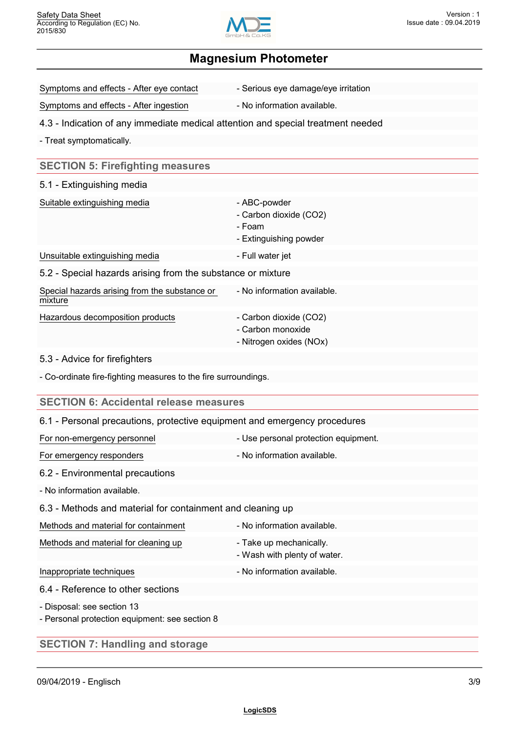| | |
|---|---|
| Symptoms and effects - After eye contact | - Serious eye damage/eye irritation |
| Symptoms and effects - After ingestion | - No information available. |

### 4.3 - Indication of any immediate medical attention and special treatment needed

- Treat symptomatically.

## SECTION 5: Firefighting measures

### 5.1 - Extinguishing media

| | |
|---|---|
| Suitable extinguishing media | - ABC-powder<br>- Carbon dioxide ($CO_2$)<br>- Foam<br>- Extinguishing powder |
| Unsuitable extinguishing media | - Full water jet |

### 5.2 - Special hazards arising from the substance or mixture

| | |
|---|---|
| Special hazards arising from the substance or mixture | - No information available. |
| Hazardous decomposition products | - Carbon dioxide ($CO_2$)<br>- Carbon monoxide<br>- Nitrogen oxides ($NO_x$) |

### 5.3 - Advice for firefighters

- Co-ordinate fire-fighting measures to the fire surroundings.

## SECTION 6: Accidental release measures

### 6.1 - Personal precautions, protective equipment and emergency procedures

| | |
|---|---|
| For non-emergency personnel | - Use personal protection equipment. |
| For emergency responders | - No information available. |

### 6.2 - Environmental precautions

- No information available.

### 6.3 - Methods and material for containment and cleaning up

| | |
|---|---|
| Methods and material for containment | - No information available. |
| Methods and material for cleaning up | - Take up mechanically.<br>- Wash with plenty of water. |
| Inappropriate techniques | - No information available. |

### 6.4 - Reference to other sections

- Disposal: see section 13
- Personal protection equipment: see section 8

## SECTION 7: Handling and storage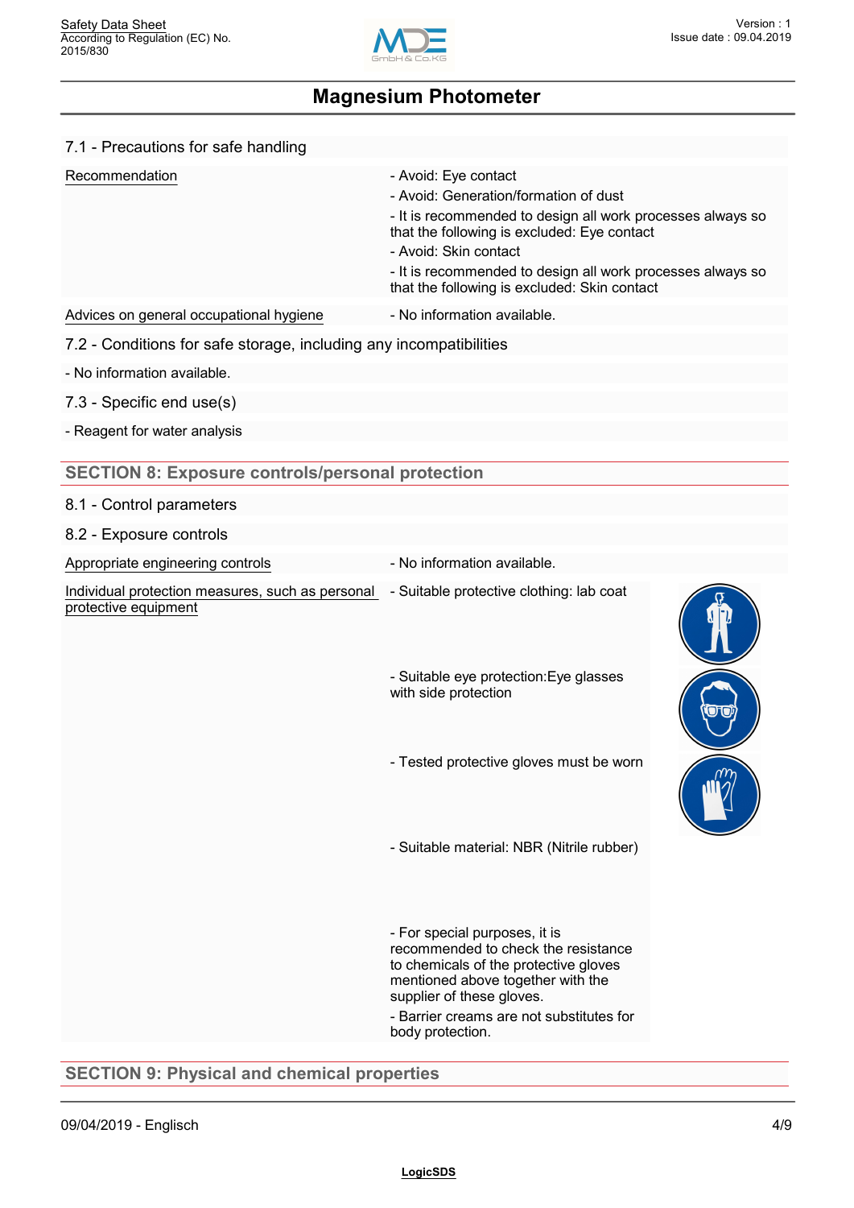### 7.1 - Precautions for safe handling

| | |
|---|---|
| Recommendation | - Avoid: Eye contact<br>- Avoid: Generation/formation of dust<br>- It is recommended to design all work processes always so that the following is excluded: Eye contact<br>- Avoid: Skin contact<br>- It is recommended to design all work processes always so that the following is excluded: Skin contact |
| Advices on general occupational hygiene | - No information available. |

### 7.2 - Conditions for safe storage, including any incompatibilities

- No information available.

### 7.3 - Specific end use(s)

- Reagent for water analysis

## SECTION 8: Exposure controls/personal protection

### 8.1 - Control parameters

### 8.2 - Exposure controls

| | |
|---|---|
| Appropriate engineering controls | - No information available. |
| Individual protection measures, such as personal protective equipment | - Suitable protective clothing: lab coat<br>- Suitable eye protection:Eye glasses with side protection<br>- Tested protective gloves must be worn<br>- Suitable material: NBR (Nitrile rubber)<br>- For special purposes, it is recommended to check the resistance to chemicals of the protective gloves mentioned above together with the supplier of these gloves.<br>- Barrier creams are not substitutes for body protection. |

## SECTION 9: Physical and chemical properties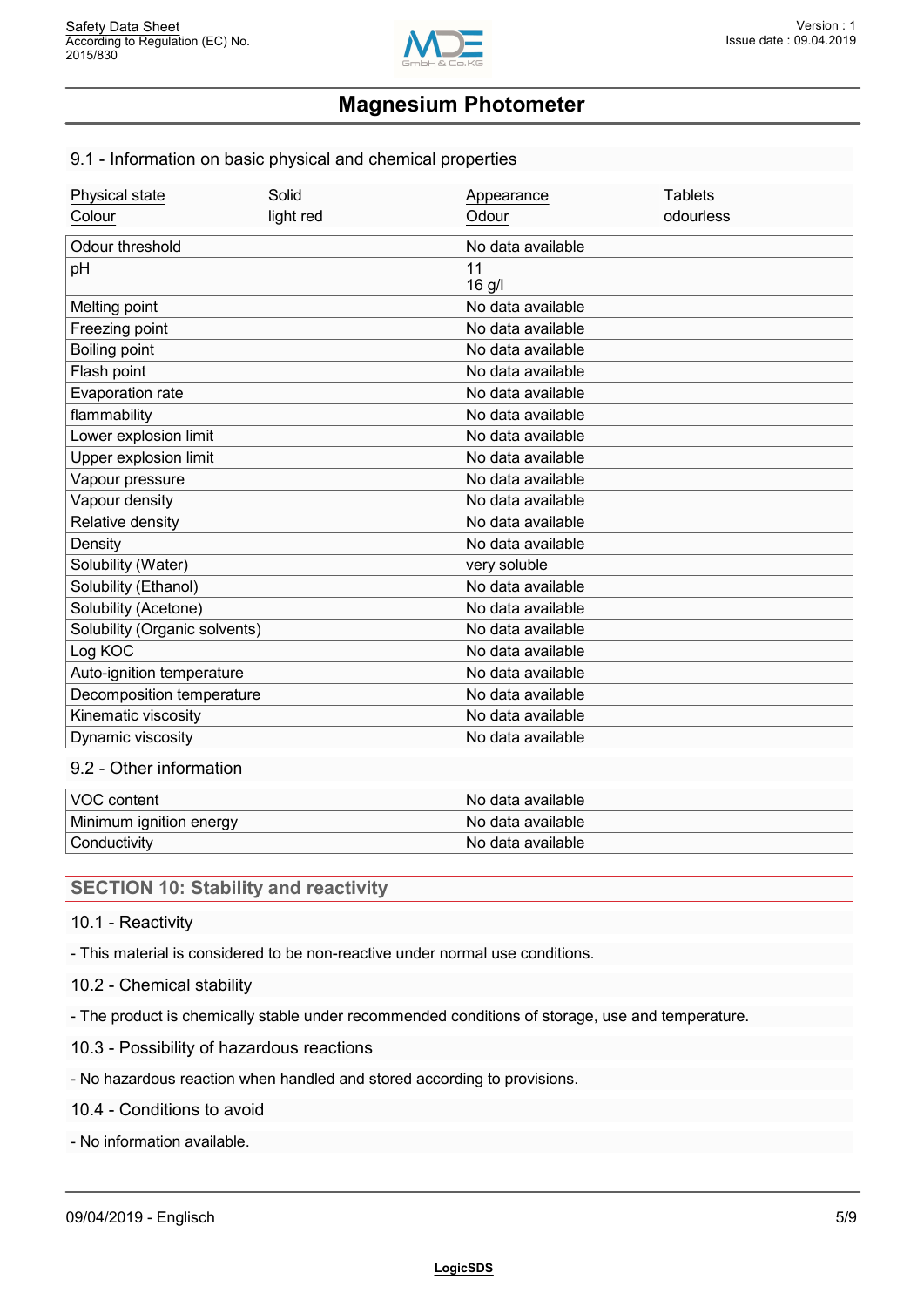## 9.1 - Information on basic physical and chemical properties

| Physical state | Solid | Appearance | Tablets |
|---|---|---|---|
| Colour | light red | Odour | odourless |

| Property | Value |
|---|---|
| Odour threshold | No data available |
| pH | 11<br>16 g/l |
| Melting point | No data available |
| Freezing point | No data available |
| Boiling point | No data available |
| Flash point | No data available |
| Evaporation rate | No data available |
| flammability | No data available |
| Lower explosion limit | No data available |
| Upper explosion limit | No data available |
| Vapour pressure | No data available |
| Vapour density | No data available |
| Relative density | No data available |
| Density | No data available |
| Solubility (Water) | very soluble |
| Solubility (Ethanol) | No data available |
| Solubility (Acetone) | No data available |
| Solubility (Organic solvents) | No data available |
| Log KOC | No data available |
| Auto-ignition temperature | No data available |
| Decomposition temperature | No data available |
| Kinematic viscosity | No data available |
| Dynamic viscosity | No data available |

## 9.2 - Other information

| Property | Value |
|---|---|
| VOC content | No data available |
| Minimum ignition energy | No data available |
| Conductivity | No data available |

# SECTION 10: Stability and reactivity

## 10.1 - Reactivity

- This material is considered to be non-reactive under normal use conditions.

## 10.2 - Chemical stability

- The product is chemically stable under recommended conditions of storage, use and temperature.

## 10.3 - Possibility of hazardous reactions

- No hazardous reaction when handled and stored according to provisions.

## 10.4 - Conditions to avoid

- No information available.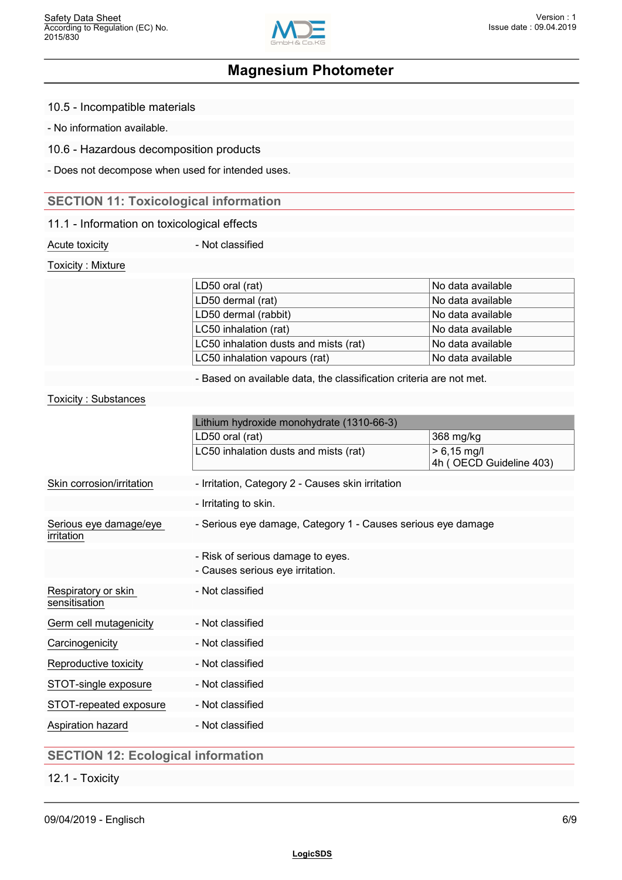### 10.5 - Incompatible materials

- No information available.

### 10.6 - Hazardous decomposition products

- Does not decompose when used for intended uses.

## SECTION 11: Toxicological information

### 11.1 - Information on toxicological effects

Acute toxicity - Not classified

Toxicity : Mixture

| | |
|---|---|
| LD50 oral (rat) | No data available |
| LD50 dermal (rat) | No data available |
| LD50 dermal (rabbit) | No data available |
| LC50 inhalation (rat) | No data available |
| LC50 inhalation dusts and mists (rat) | No data available |
| LC50 inhalation vapours (rat) | No data available |

- Based on available data, the classification criteria are not met.

Toxicity : Substances

| Lithium hydroxide monohydrate (1310-66-3) | |
|---|---|
| LD50 oral (rat) | 368 mg/kg |
| LC50 inhalation dusts and mists (rat) | > 6,15 mg/l<br>4h ( OECD Guideline 403) |

Skin corrosion/irritation - Irritation, Category 2 - Causes skin irritation

- Irritating to skin.

Serious eye damage/eye irritation - Serious eye damage, Category 1 - Causes serious eye damage

- Risk of serious damage to eyes.
- Causes serious eye irritation.

Respiratory or skin sensitisation - Not classified

Germ cell mutagenicity - Not classified

Carcinogenicity - Not classified

Reproductive toxicity - Not classified

STOT-single exposure - Not classified

STOT-repeated exposure - Not classified

Aspiration hazard - Not classified

## SECTION 12: Ecological information

### 12.1 - Toxicity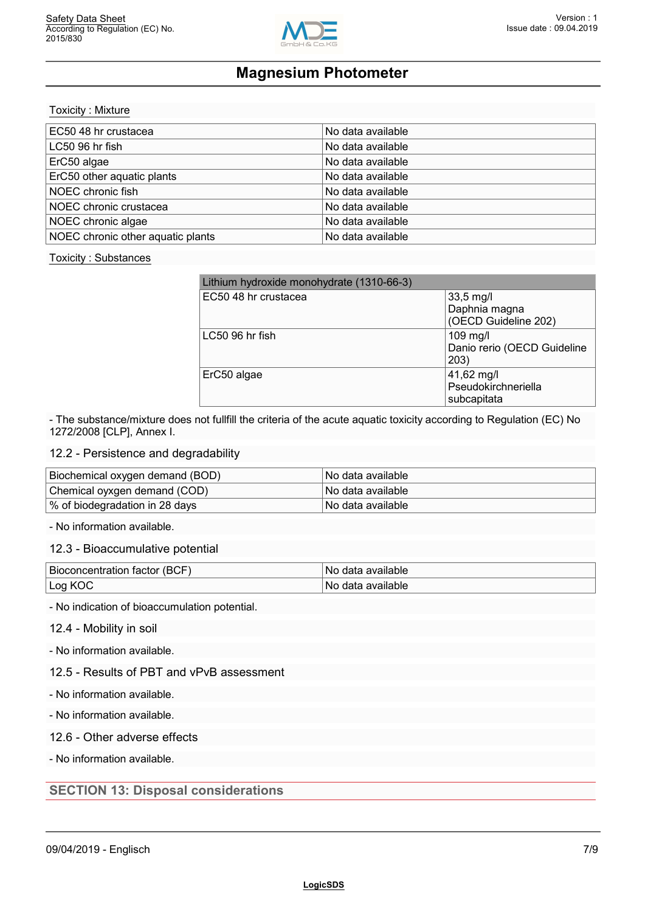Toxicity : Mixture

| | |
|---|---|
| EC50 48 hr crustacea | No data available |
| LC50 96 hr fish | No data available |
| ErC50 algae | No data available |
| ErC50 other aquatic plants | No data available |
| NOEC chronic fish | No data available |
| NOEC chronic crustacea | No data available |
| NOEC chronic algae | No data available |
| NOEC chronic other aquatic plants | No data available |

Toxicity : Substances

| Lithium hydroxide monohydrate (1310-66-3) | |
|---|---|
| EC50 48 hr crustacea | 33,5 mg/l Daphnia magna (OECD Guideline 202) |
| LC50 96 hr fish | 109 mg/l Danio rerio (OECD Guideline 203) |
| ErC50 algae | 41,62 mg/l Pseudokirchneriella subcapitata |

- The substance/mixture does not fullfill the criteria of the acute aquatic toxicity according to Regulation (EC) No 1272/2008 [CLP], Annex I.

## 12.2 - Persistence and degradability

| | |
|---|---|
| Biochemical oxygen demand (BOD) | No data available |
| Chemical oxygen demand (COD) | No data available |
| % of biodegradation in 28 days | No data available |

- No information available.

## 12.3 - Bioaccumulative potential

| | |
|---|---|
| Bioconcentration factor (BCF) | No data available |
| Log KOC | No data available |

- No indication of bioaccumulation potential.

## 12.4 - Mobility in soil

- No information available.

## 12.5 - Results of PBT and vPvB assessment

- No information available.

- No information available.

## 12.6 - Other adverse effects

- No information available.

# SECTION 13: Disposal considerations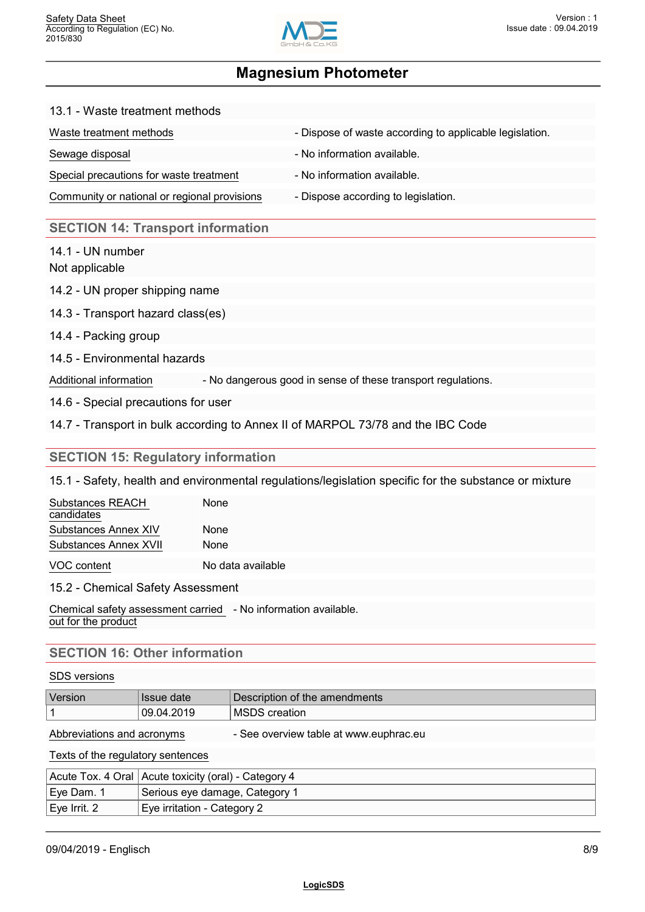### 13.1 - Waste treatment methods

| | |
|---|---|
| Waste treatment methods | - Dispose of waste according to applicable legislation. |
| Sewage disposal | - No information available. |
| Special precautions for waste treatment | - No information available. |
| Community or national or regional provisions | - Dispose according to legislation. |

## SECTION 14: Transport information

### 14.1 - UN number

Not applicable

### 14.2 - UN proper shipping name

### 14.3 - Transport hazard class(es)

### 14.4 - Packing group

### 14.5 - Environmental hazards

| | |
|---|---|
| Additional information | - No dangerous good in sense of these transport regulations. |

### 14.6 - Special precautions for user

### 14.7 - Transport in bulk according to Annex II of MARPOL 73/78 and the IBC Code

## SECTION 15: Regulatory information

### 15.1 - Safety, health and environmental regulations/legislation specific for the substance or mixture

| | |
|---|---|
| Substances REACH candidates | None |
| Substances Annex XIV | None |
| Substances Annex XVII | None |
| VOC content | No data available |

### 15.2 - Chemical Safety Assessment

| | |
|---|---|
| Chemical safety assessment carried out for the product | - No information available. |

## SECTION 16: Other information

SDS versions

| Version | Issue date | Description of the amendments |
|---|---|---|
| 1 | 09.04.2019 | MSDS creation |

| | |
|---|---|
| Abbreviations and acronyms | - See overview table at www.euphrac.eu |

Texts of the regulatory sentences

| | |
|---|---|
| Acute Tox. 4 Oral | Acute toxicity (oral) - Category 4 |
| Eye Dam. 1 | Serious eye damage, Category 1 |
| Eye Irrit. 2 | Eye irritation - Category 2 |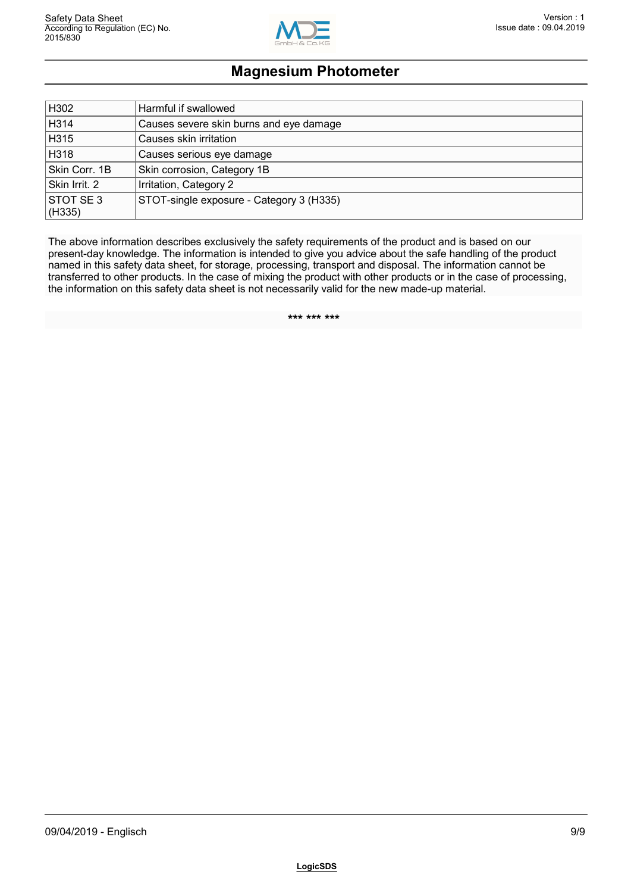| | |
|---|---|
| H302 | Harmful if swallowed |
| H314 | Causes severe skin burns and eye damage |
| H315 | Causes skin irritation |
| H318 | Causes serious eye damage |
| Skin Corr. 1B | Skin corrosion, Category 1B |
| Skin Irrit. 2 | Irritation, Category 2 |
| STOT SE 3 (H335) | STOT-single exposure - Category 3 (H335) |

The above information describes exclusively the safety requirements of the product and is based on our present-day knowledge. The information is intended to give you advice about the safe handling of the product named in this safety data sheet, for storage, processing, transport and disposal. The information cannot be transferred to other products. In the case of mixing the product with other products or in the case of processing, the information on this safety data sheet is not necessarily valid for the new made-up material.

*** *** ***